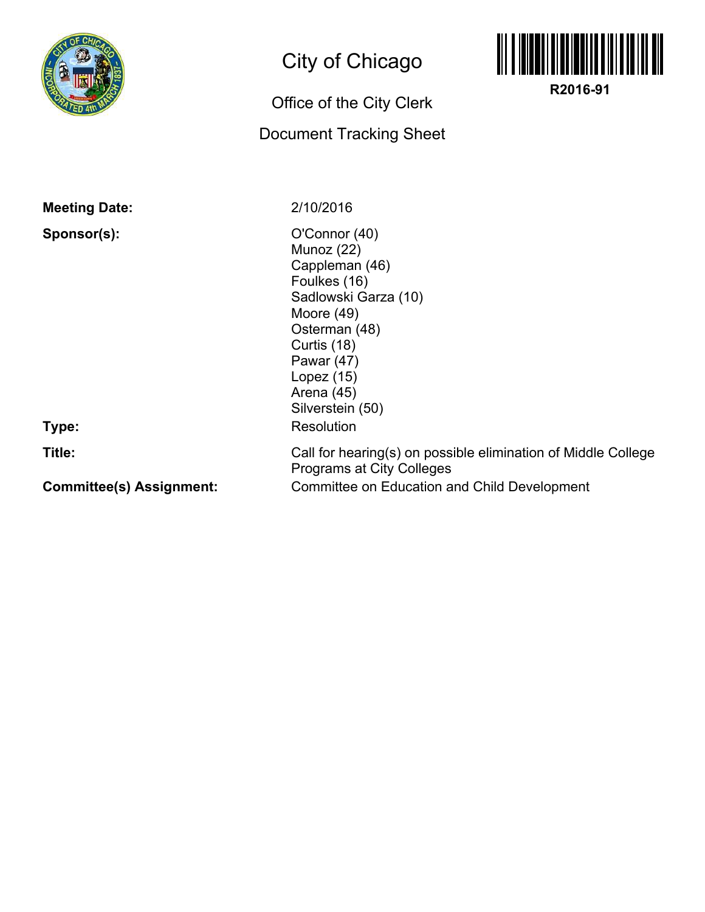# City of Chicago

## Office of the City Clerk

## Document Tracking Sheet

R2016-91

**Meeting Date:** 2/10/2016

**Sponsor(s):**
O'Connor (40)
Munoz (22)
Cappleman (46)
Foulkes (16)
Sadlowski Garza (10)
Moore (49)
Osterman (48)
Curtis (18)
Pawar (47)
Lopez (15)
Arena (45)
Silverstein (50)

**Type:** Resolution

**Title:** Call for hearing(s) on possible elimination of Middle College Programs at City Colleges

**Committee(s) Assignment:** Committee on Education and Child Development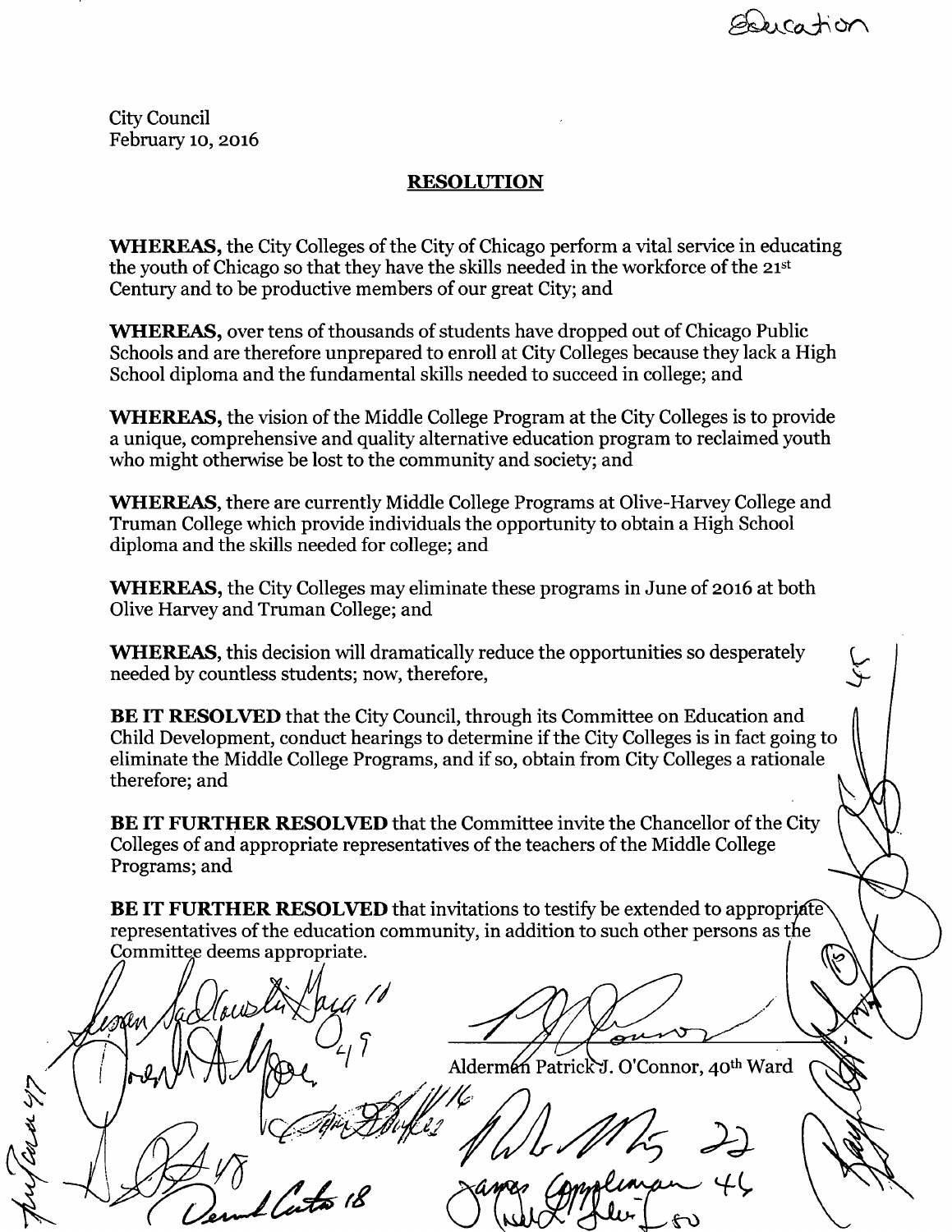Education

City Council
February 10, 2016

## RESOLUTION

**WHEREAS,** the City Colleges of the City of Chicago perform a vital service in educating the youth of Chicago so that they have the skills needed in the workforce of the 21st Century and to be productive members of our great City; and

**WHEREAS,** over tens of thousands of students have dropped out of Chicago Public Schools and are therefore unprepared to enroll at City Colleges because they lack a High School diploma and the fundamental skills needed to succeed in college; and

**WHEREAS,** the vision of the Middle College Program at the City Colleges is to provide a unique, comprehensive and quality alternative education program to reclaimed youth who might otherwise be lost to the community and society; and

**WHEREAS,** there are currently Middle College Programs at Olive-Harvey College and Truman College which provide individuals the opportunity to obtain a High School diploma and the skills needed for college; and

**WHEREAS,** the City Colleges may eliminate these programs in June of 2016 at both Olive Harvey and Truman College; and

**WHEREAS,** this decision will dramatically reduce the opportunities so desperately needed by countless students; now, therefore,

**BE IT RESOLVED** that the City Council, through its Committee on Education and Child Development, conduct hearings to determine if the City Colleges is in fact going to eliminate the Middle College Programs, and if so, obtain from City Colleges a rationale therefore; and

**BE IT FURTHER RESOLVED** that the Committee invite the Chancellor of the City Colleges of and appropriate representatives of the teachers of the Middle College Programs; and

**BE IT FURTHER RESOLVED** that invitations to testify be extended to appropriate representatives of the education community, in addition to such other persons as the Committee deems appropriate.

Alderman Patrick J. O'Connor, 40th Ward